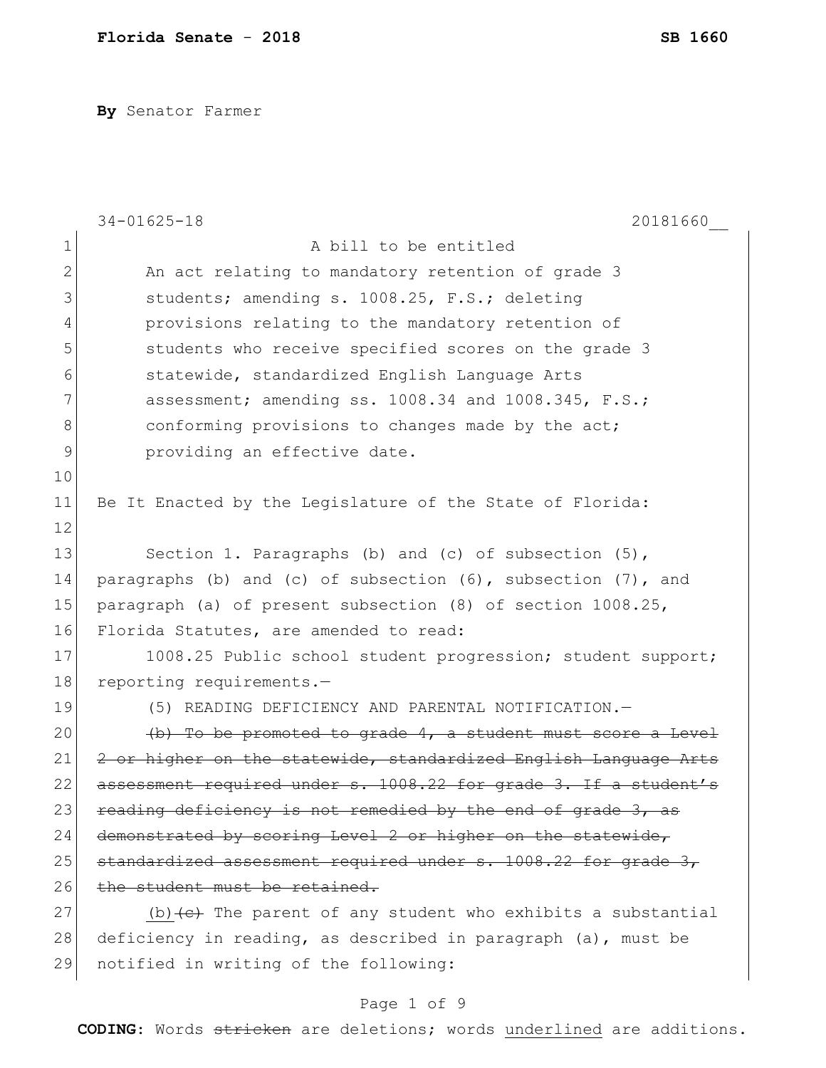**Florida Senate - 2018** **SB 1660**

**By** Senator Farmer

34-01625-18 20181660__

A bill to be entitled

An act relating to mandatory retention of grade 3 students; amending s. 1008.25, F.S.; deleting provisions relating to the mandatory retention of students who receive specified scores on the grade 3 statewide, standardized English Language Arts assessment; amending ss. 1008.34 and 1008.345, F.S.; conforming provisions to changes made by the act; providing an effective date.

Be It Enacted by the Legislature of the State of Florida:

Section 1. Paragraphs (b) and (c) of subsection (5), paragraphs (b) and (c) of subsection (6), subsection (7), and paragraph (a) of present subsection (8) of section 1008.25, Florida Statutes, are amended to read:

1008.25 Public school student progression; student support; reporting requirements.—

(5) READING DEFICIENCY AND PARENTAL NOTIFICATION.—

~~(b) To be promoted to grade 4, a student must score a Level 2 or higher on the statewide, standardized English Language Arts assessment required under s. 1008.22 for grade 3. If a student's reading deficiency is not remedied by the end of grade 3, as demonstrated by scoring Level 2 or higher on the statewide, standardized assessment required under s. 1008.22 for grade 3, the student must be retained.~~

<u>(b)</u>~~(c)~~ The parent of any student who exhibits a substantial deficiency in reading, as described in paragraph (a), must be notified in writing of the following:

**CODING:** Words ~~stricken~~ are deletions; words <u>underlined</u> are additions.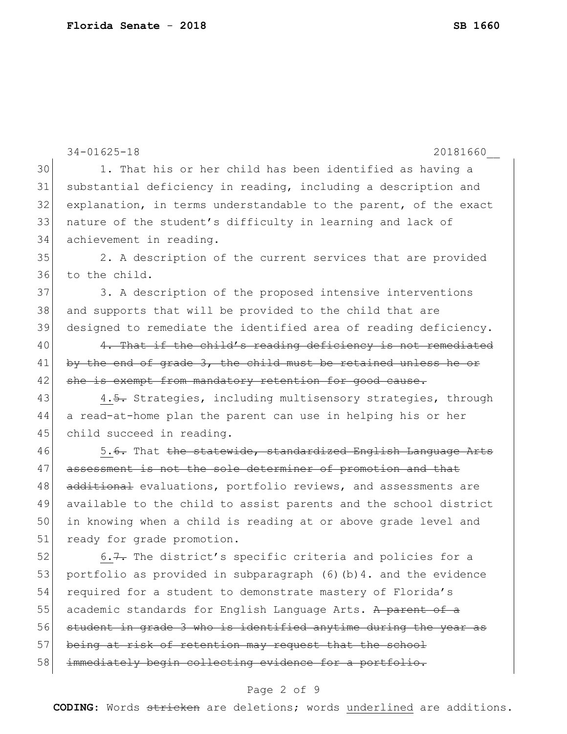1. That his or her child has been identified as having a substantial deficiency in reading, including a description and explanation, in terms understandable to the parent, of the exact nature of the student's difficulty in learning and lack of achievement in reading.

2. A description of the current services that are provided to the child.

3. A description of the proposed intensive interventions and supports that will be provided to the child that are designed to remediate the identified area of reading deficiency.

~~4. That if the child's reading deficiency is not remediated by the end of grade 3, the child must be retained unless he or she is exempt from mandatory retention for good cause.~~

<u>4.</u>~~5.~~ Strategies, including multisensory strategies, through a read-at-home plan the parent can use in helping his or her child succeed in reading.

<u>5.</u>~~6.~~ That ~~the statewide, standardized English Language Arts assessment is not the sole determiner of promotion and that additional~~ evaluations, portfolio reviews, and assessments are available to the child to assist parents and the school district in knowing when a child is reading at or above grade level and ready for grade promotion.

<u>6.</u>~~7.~~ The district's specific criteria and policies for a portfolio as provided in subparagraph (6)(b)4. and the evidence required for a student to demonstrate mastery of Florida's academic standards for English Language Arts. ~~A parent of a student in grade 3 who is identified anytime during the year as being at risk of retention may request that the school immediately begin collecting evidence for a portfolio.~~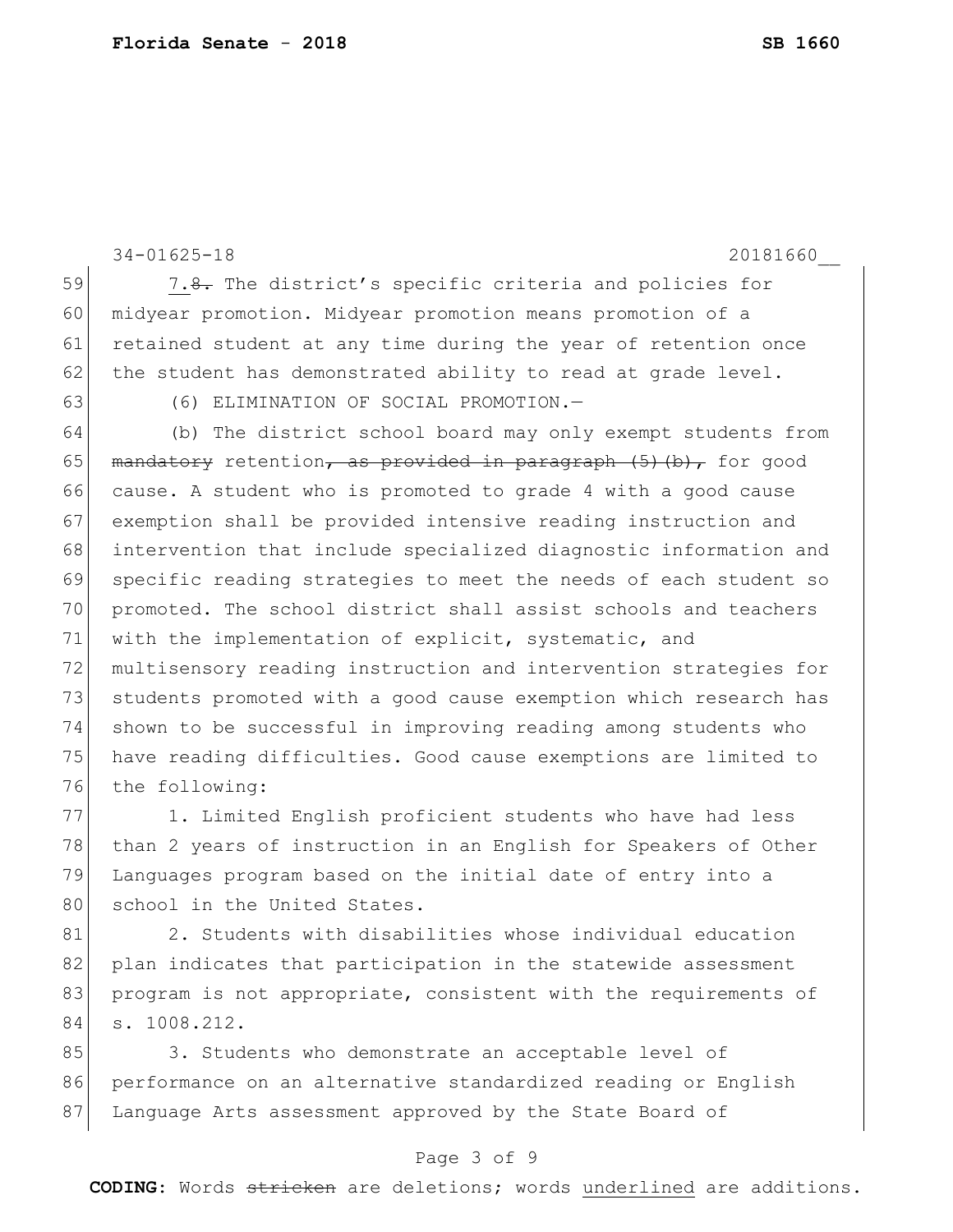7.~~8.~~ The district's specific criteria and policies for midyear promotion. Midyear promotion means promotion of a retained student at any time during the year of retention once the student has demonstrated ability to read at grade level.

(6) ELIMINATION OF SOCIAL PROMOTION.—

(b) The district school board may only exempt students from ~~mandatory~~ retention~~, as provided in paragraph (5)(b),~~ for good cause. A student who is promoted to grade 4 with a good cause exemption shall be provided intensive reading instruction and intervention that include specialized diagnostic information and specific reading strategies to meet the needs of each student so promoted. The school district shall assist schools and teachers with the implementation of explicit, systematic, and multisensory reading instruction and intervention strategies for students promoted with a good cause exemption which research has shown to be successful in improving reading among students who have reading difficulties. Good cause exemptions are limited to the following:

1. Limited English proficient students who have had less than 2 years of instruction in an English for Speakers of Other Languages program based on the initial date of entry into a school in the United States.

2. Students with disabilities whose individual education plan indicates that participation in the statewide assessment program is not appropriate, consistent with the requirements of s. 1008.212.

3. Students who demonstrate an acceptable level of performance on an alternative standardized reading or English Language Arts assessment approved by the State Board of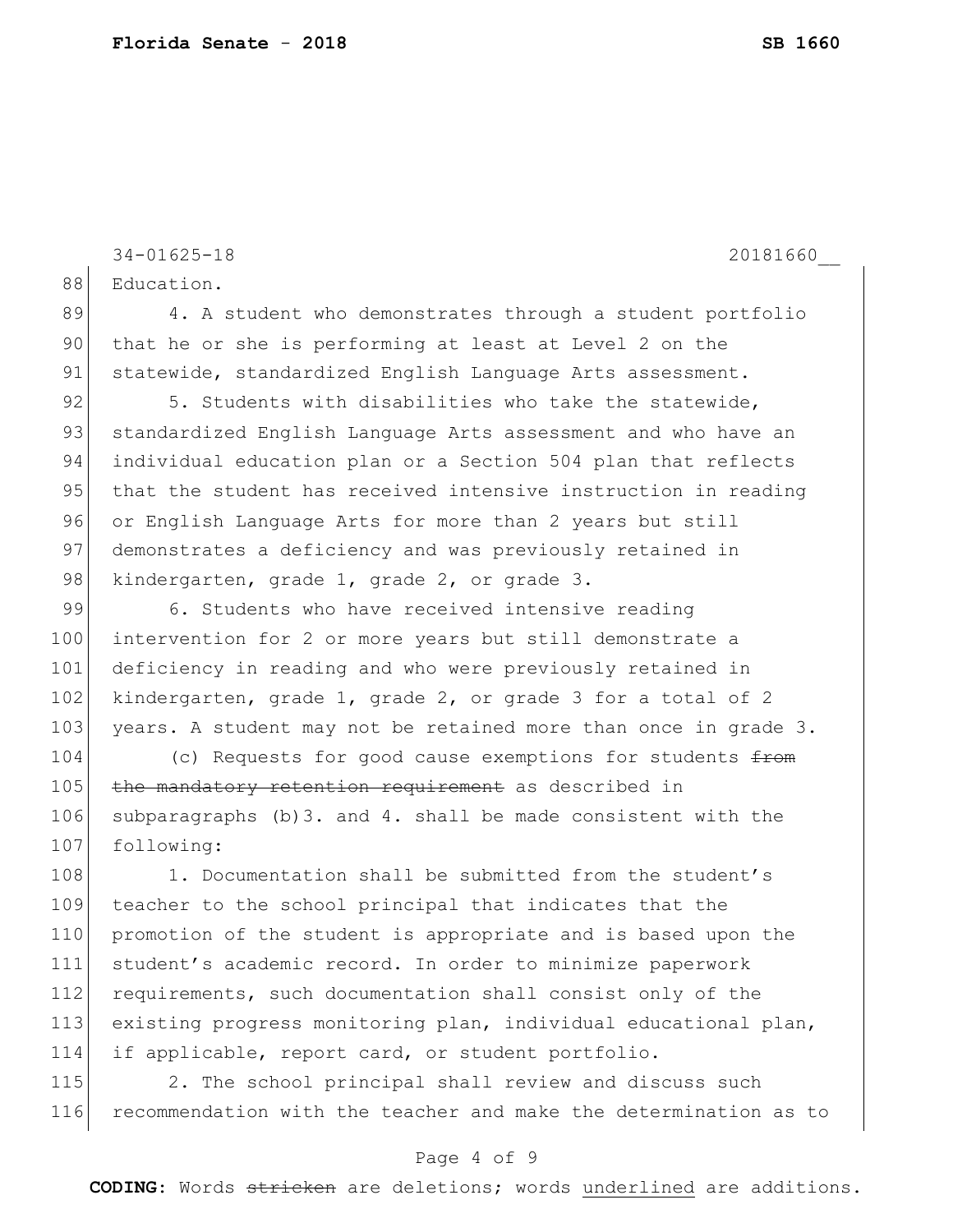Education.

4. A student who demonstrates through a student portfolio that he or she is performing at least at Level 2 on the statewide, standardized English Language Arts assessment.

5. Students with disabilities who take the statewide, standardized English Language Arts assessment and who have an individual education plan or a Section 504 plan that reflects that the student has received intensive instruction in reading or English Language Arts for more than 2 years but still demonstrates a deficiency and was previously retained in kindergarten, grade 1, grade 2, or grade 3.

6. Students who have received intensive reading intervention for 2 or more years but still demonstrate a deficiency in reading and who were previously retained in kindergarten, grade 1, grade 2, or grade 3 for a total of 2 years. A student may not be retained more than once in grade 3.

(c) Requests for good cause exemptions for students ~~from the mandatory retention requirement~~ as described in subparagraphs (b)3. and 4. shall be made consistent with the following:

1. Documentation shall be submitted from the student's teacher to the school principal that indicates that the promotion of the student is appropriate and is based upon the student's academic record. In order to minimize paperwork requirements, such documentation shall consist only of the existing progress monitoring plan, individual educational plan, if applicable, report card, or student portfolio.

2. The school principal shall review and discuss such recommendation with the teacher and make the determination as to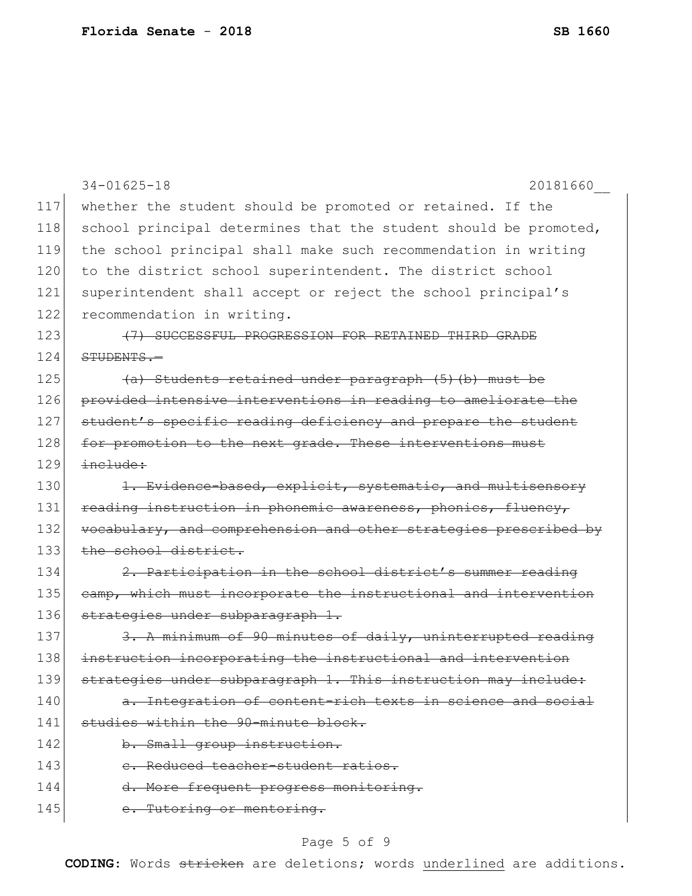whether the student should be promoted or retained. If the school principal determines that the student should be promoted, the school principal shall make such recommendation in writing to the district school superintendent. The district school superintendent shall accept or reject the school principal's recommendation in writing.

~~(7) SUCCESSFUL PROGRESSION FOR RETAINED THIRD GRADE STUDENTS.—~~

~~(a) Students retained under paragraph (5)(b) must be provided intensive interventions in reading to ameliorate the student's specific reading deficiency and prepare the student for promotion to the next grade. These interventions must include:~~

~~1. Evidence-based, explicit, systematic, and multisensory reading instruction in phonemic awareness, phonics, fluency, vocabulary, and comprehension and other strategies prescribed by the school district.~~

~~2. Participation in the school district's summer reading camp, which must incorporate the instructional and intervention strategies under subparagraph 1.~~

~~3. A minimum of 90 minutes of daily, uninterrupted reading instruction incorporating the instructional and intervention strategies under subparagraph 1. This instruction may include:~~

~~a. Integration of content-rich texts in science and social studies within the 90-minute block.~~

~~b. Small group instruction.~~

~~c. Reduced teacher-student ratios.~~

~~d. More frequent progress monitoring.~~

~~e. Tutoring or mentoring.~~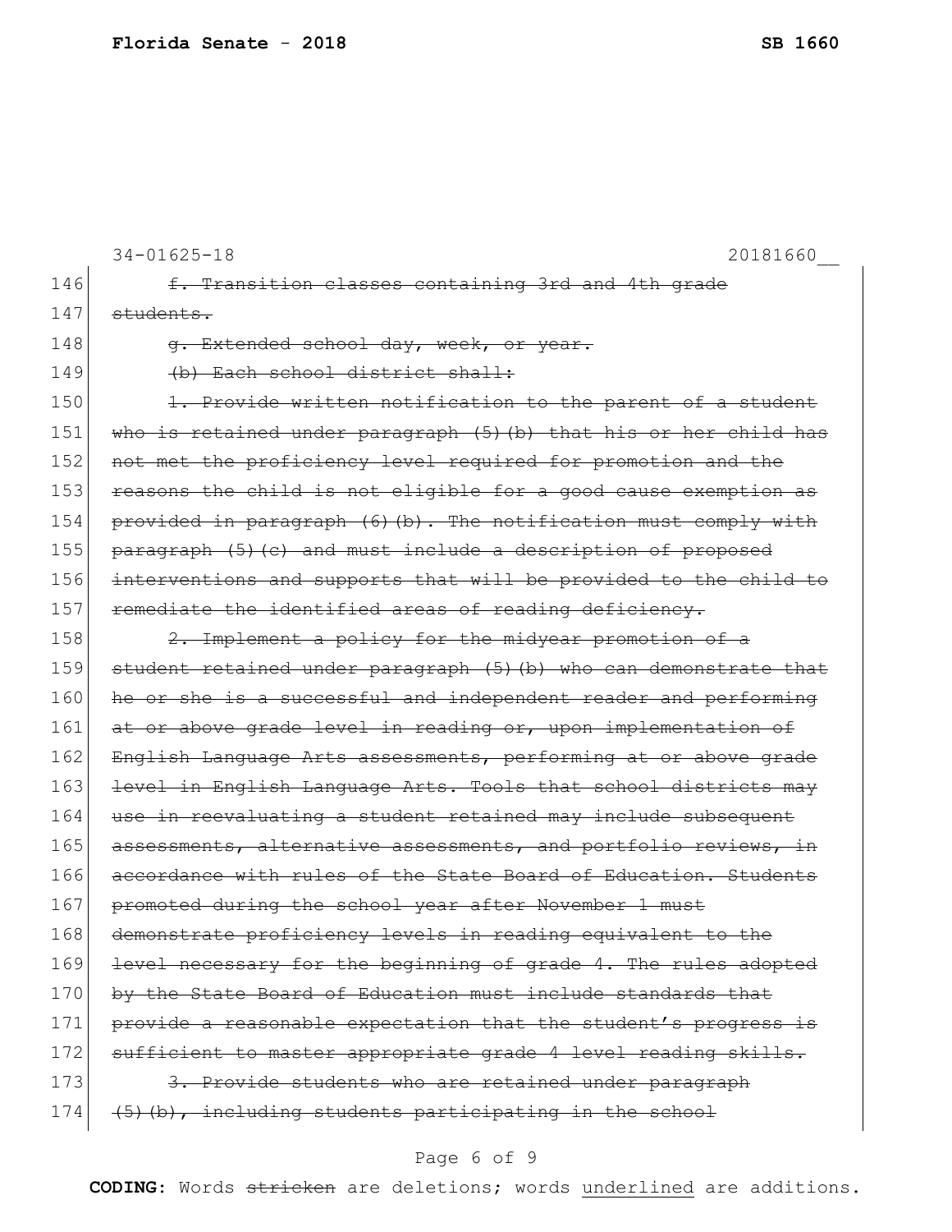34-01625-18 20181660__

146 ~~f. Transition classes containing 3rd and 4th grade~~
147 ~~students.~~

148 ~~g. Extended school day, week, or year.~~

149 ~~(b) Each school district shall:~~

150 ~~1. Provide written notification to the parent of a student~~
151 ~~who is retained under paragraph (5)(b) that his or her child has~~
152 ~~not met the proficiency level required for promotion and the~~
153 ~~reasons the child is not eligible for a good cause exemption as~~
154 ~~provided in paragraph (6)(b). The notification must comply with~~
155 ~~paragraph (5)(c) and must include a description of proposed~~
156 ~~interventions and supports that will be provided to the child to~~
157 ~~remediate the identified areas of reading deficiency.~~

158 ~~2. Implement a policy for the midyear promotion of a~~
159 ~~student retained under paragraph (5)(b) who can demonstrate that~~
160 ~~he or she is a successful and independent reader and performing~~
161 ~~at or above grade level in reading or, upon implementation of~~
162 ~~English Language Arts assessments, performing at or above grade~~
163 ~~level in English Language Arts. Tools that school districts may~~
164 ~~use in reevaluating a student retained may include subsequent~~
165 ~~assessments, alternative assessments, and portfolio reviews, in~~
166 ~~accordance with rules of the State Board of Education. Students~~
167 ~~promoted during the school year after November 1 must~~
168 ~~demonstrate proficiency levels in reading equivalent to the~~
169 ~~level necessary for the beginning of grade 4. The rules adopted~~
170 ~~by the State Board of Education must include standards that~~
171 ~~provide a reasonable expectation that the student's progress is~~
172 ~~sufficient to master appropriate grade 4 level reading skills.~~

173 ~~3. Provide students who are retained under paragraph~~
174 ~~(5)(b), including students participating in the school~~

**CODING:** Words ~~stricken~~ are deletions; words <u>underlined</u> are additions.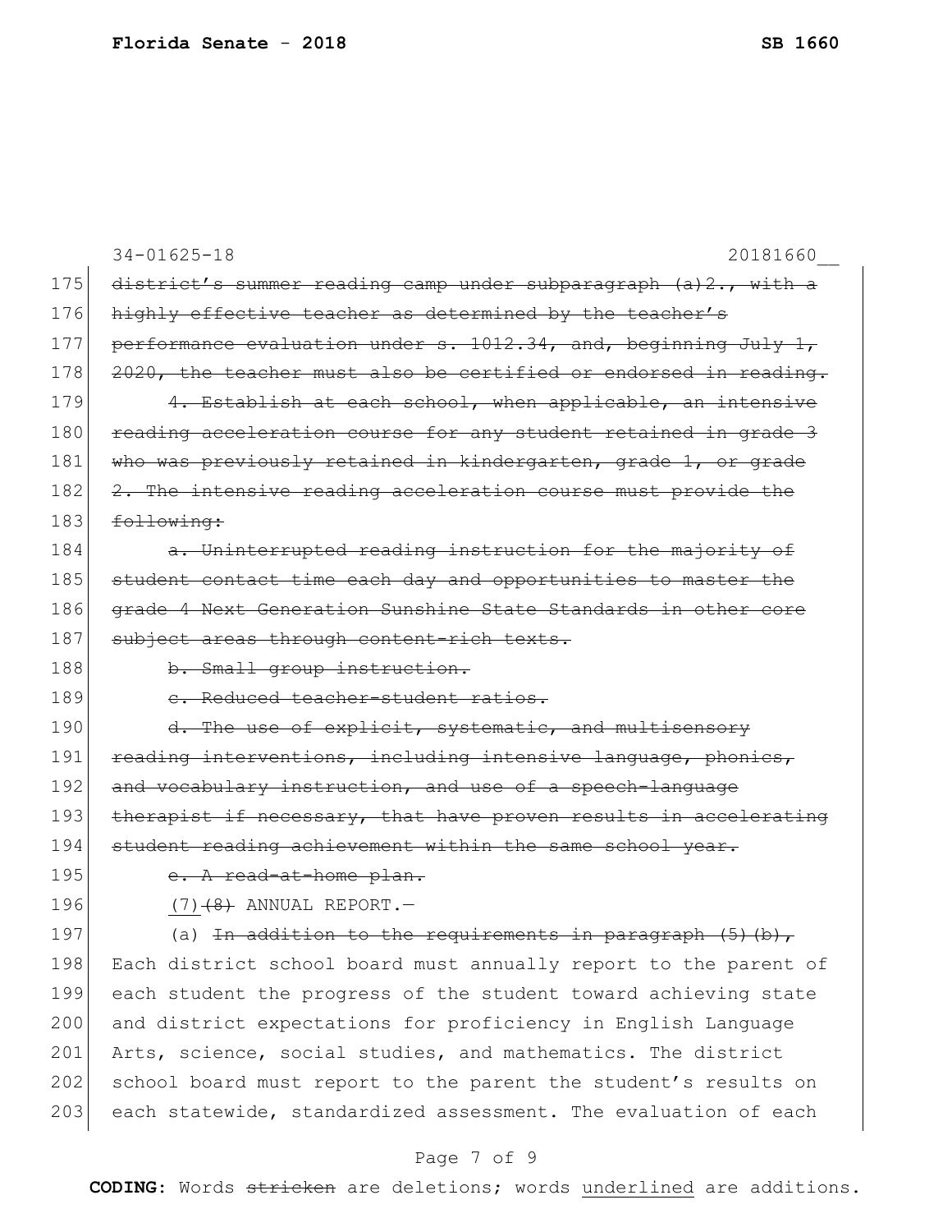~~district's summer reading camp under subparagraph (a)2., with a highly effective teacher as determined by the teacher's performance evaluation under s. 1012.34, and, beginning July 1, 2020, the teacher must also be certified or endorsed in reading.~~

~~4. Establish at each school, when applicable, an intensive reading acceleration course for any student retained in grade 3 who was previously retained in kindergarten, grade 1, or grade 2. The intensive reading acceleration course must provide the following:~~

~~a. Uninterrupted reading instruction for the majority of student contact time each day and opportunities to master the grade 4 Next Generation Sunshine State Standards in other core subject areas through content-rich texts.~~

~~b. Small group instruction.~~

~~c. Reduced teacher-student ratios.~~

~~d. The use of explicit, systematic, and multisensory reading interventions, including intensive language, phonics, and vocabulary instruction, and use of a speech-language therapist if necessary, that have proven results in accelerating student reading achievement within the same school year.~~

~~e. A read-at-home plan.~~

(7)~~(8)~~ ANNUAL REPORT.—

(a) ~~In addition to the requirements in paragraph (5)(b),~~ Each district school board must annually report to the parent of each student the progress of the student toward achieving state and district expectations for proficiency in English Language Arts, science, social studies, and mathematics. The district school board must report to the parent the student's results on each statewide, standardized assessment. The evaluation of each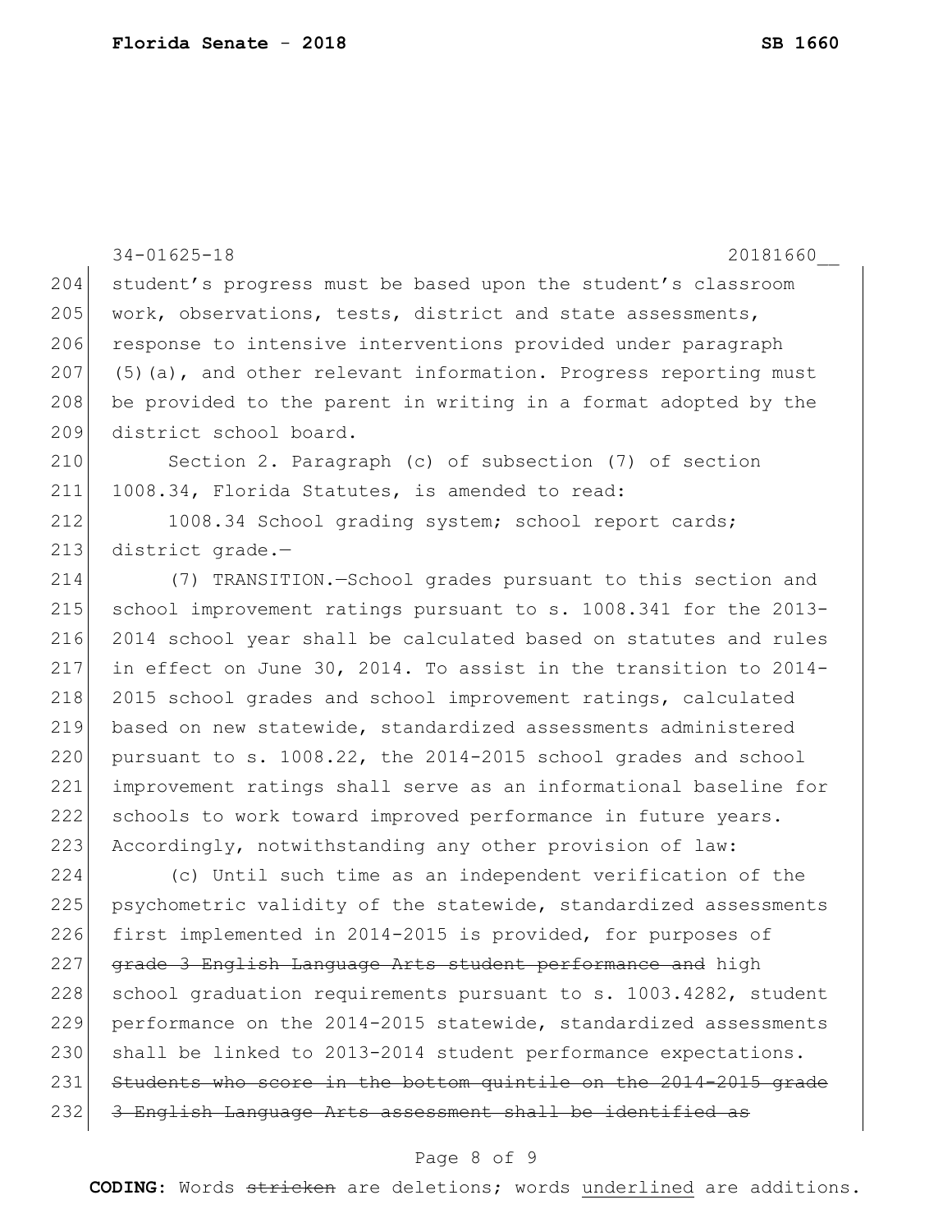student's progress must be based upon the student's classroom work, observations, tests, district and state assessments, response to intensive interventions provided under paragraph (5)(a), and other relevant information. Progress reporting must be provided to the parent in writing in a format adopted by the district school board.

Section 2. Paragraph (c) of subsection (7) of section 1008.34, Florida Statutes, is amended to read:

1008.34 School grading system; school report cards; district grade.—

(7) TRANSITION.—School grades pursuant to this section and school improvement ratings pursuant to s. 1008.341 for the 2013-2014 school year shall be calculated based on statutes and rules in effect on June 30, 2014. To assist in the transition to 2014-2015 school grades and school improvement ratings, calculated based on new statewide, standardized assessments administered pursuant to s. 1008.22, the 2014-2015 school grades and school improvement ratings shall serve as an informational baseline for schools to work toward improved performance in future years. Accordingly, notwithstanding any other provision of law:

(c) Until such time as an independent verification of the psychometric validity of the statewide, standardized assessments first implemented in 2014-2015 is provided, for purposes of ~~grade 3 English Language Arts student performance and~~ high school graduation requirements pursuant to s. 1003.4282, student performance on the 2014-2015 statewide, standardized assessments shall be linked to 2013-2014 student performance expectations. ~~Students who score in the bottom quintile on the 2014-2015 grade 3 English Language Arts assessment shall be identified as~~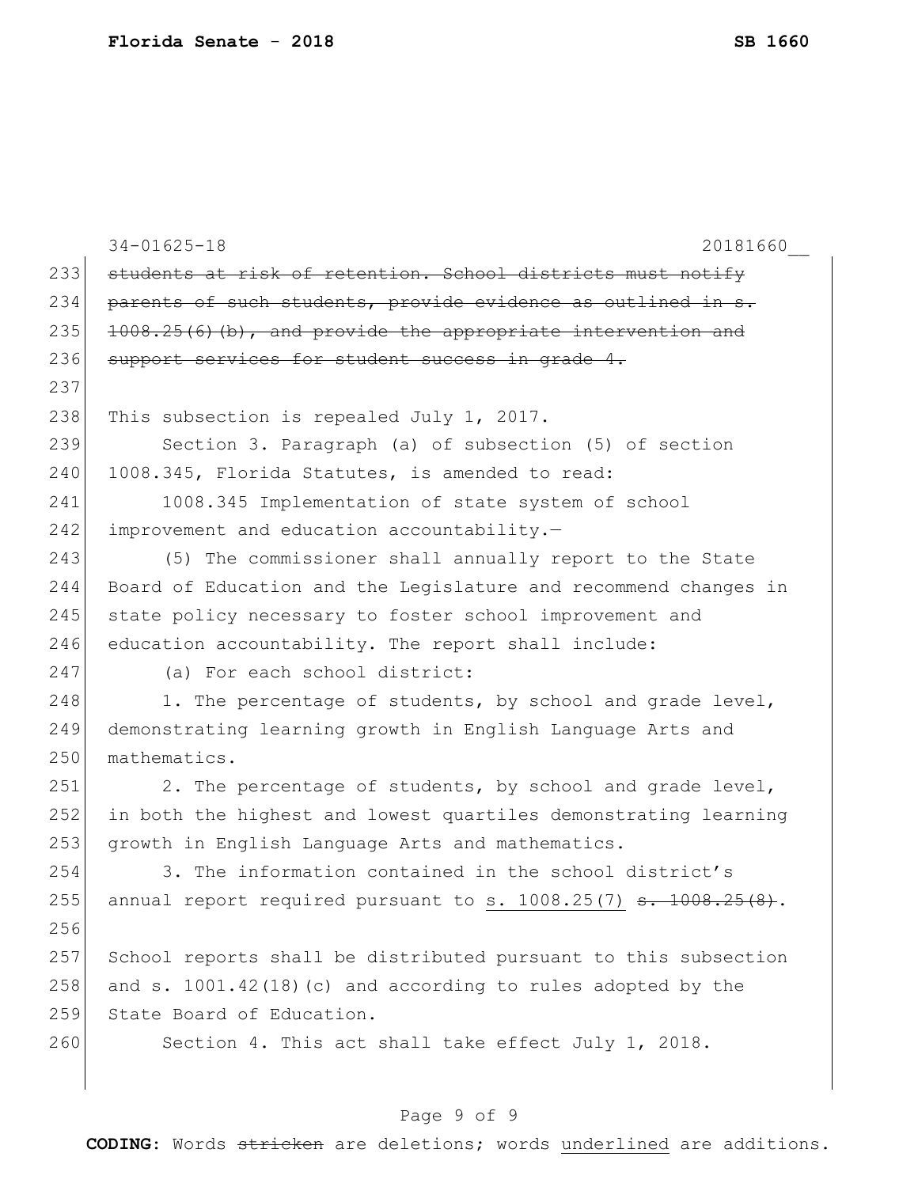~~students at risk of retention. School districts must notify parents of such students, provide evidence as outlined in s. 1008.25(6)(b), and provide the appropriate intervention and support services for student success in grade 4.~~

This subsection is repealed July 1, 2017.

Section 3. Paragraph (a) of subsection (5) of section 1008.345, Florida Statutes, is amended to read:

1008.345 Implementation of state system of school improvement and education accountability.—

(5) The commissioner shall annually report to the State Board of Education and the Legislature and recommend changes in state policy necessary to foster school improvement and education accountability. The report shall include:

(a) For each school district:

1. The percentage of students, by school and grade level, demonstrating learning growth in English Language Arts and mathematics.

2. The percentage of students, by school and grade level, in both the highest and lowest quartiles demonstrating learning growth in English Language Arts and mathematics.

3. The information contained in the school district's annual report required pursuant to <u>s. 1008.25(7)</u> ~~s. 1008.25(8)~~.

School reports shall be distributed pursuant to this subsection and s. 1001.42(18)(c) and according to rules adopted by the State Board of Education.

Section 4. This act shall take effect July 1, 2018.